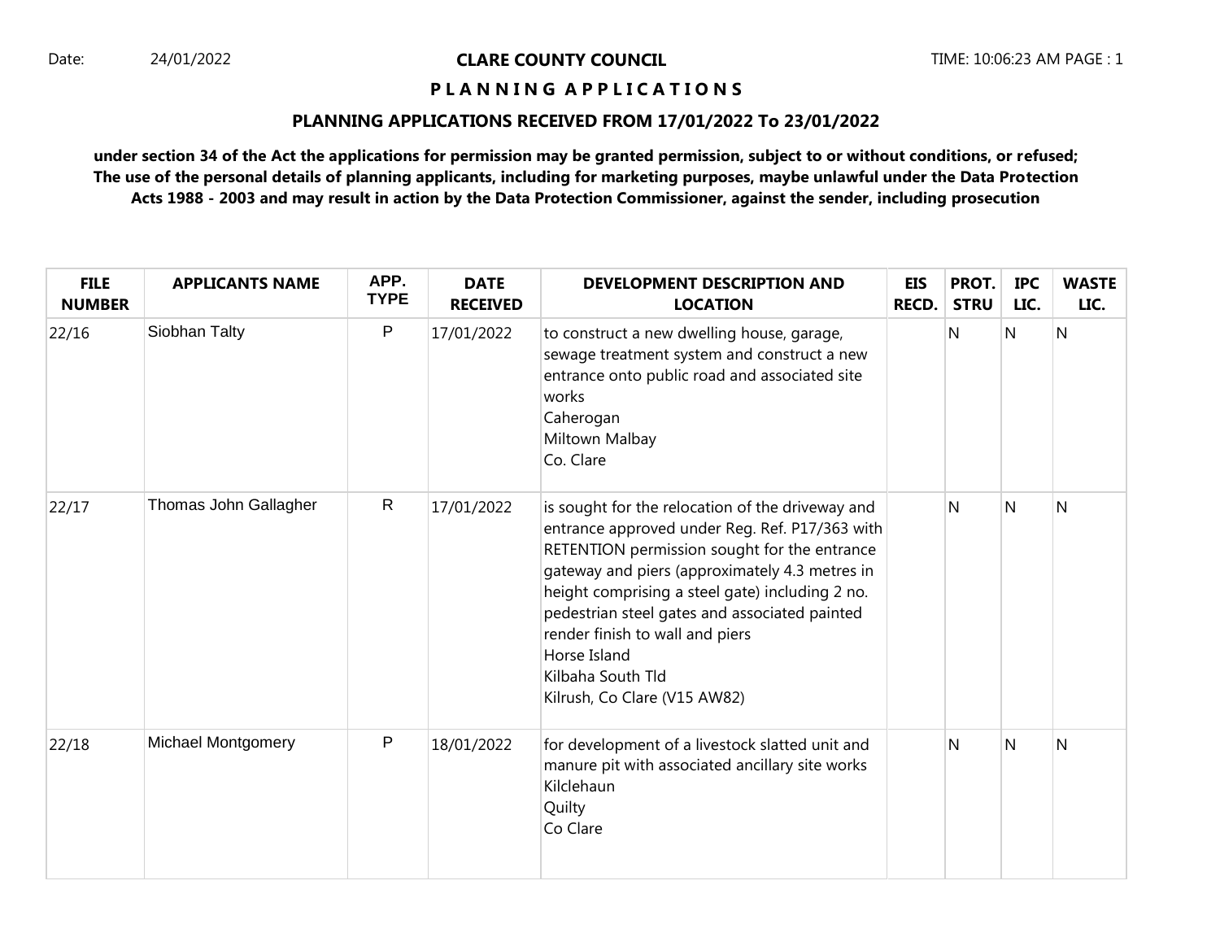Date: 24/01/2022

# CLARE COUNTY COUNCIL

## P L A N N I N G A P P L I C A T I O N S

### PLANNING APPLICATIONS RECEIVED FROM 17/01/2022 To 23/01/2022

**under section 34 of the Act the applications for permission may be granted permission, subject to or without conditions, or refused; The use of the personal details of planning applicants, including for marketing purposes, maybe unlawful under the Data Protection Acts 1988 - 2003 and may result in action by the Data Protection Commissioner, against the sender, including prosecution**

| FILE NUMBER | APPLICANTS NAME | APP. TYPE | DATE RECEIVED | DEVELOPMENT DESCRIPTION AND LOCATION | EIS RECD. | PROT. STRU | IPC LIC. | WASTE LIC. |
|---|---|---|---|---|---|---|---|---|
| 22/16 | Siobhan Talty | P | 17/01/2022 | to construct a new dwelling house, garage, sewage treatment system and construct a new entrance onto public road and associated site works<br>Caherogan<br>Miltown Malbay<br>Co. Clare | | N | N | N |
| 22/17 | Thomas John Gallagher | R | 17/01/2022 | is sought for the relocation of the driveway and entrance approved under Reg. Ref. P17/363 with RETENTION permission sought for the entrance gateway and piers (approximately 4.3 metres in height comprising a steel gate) including 2 no. pedestrian steel gates and associated painted render finish to wall and piers<br>Horse Island<br>Kilbaha South Tld<br>Kilrush, Co Clare (V15 AW82) | | N | N | N |
| 22/18 | Michael Montgomery | P | 18/01/2022 | for development of a livestock slatted unit and manure pit with associated ancillary site works<br>Kilclehaun<br>Quilty<br>Co Clare | | N | N | N |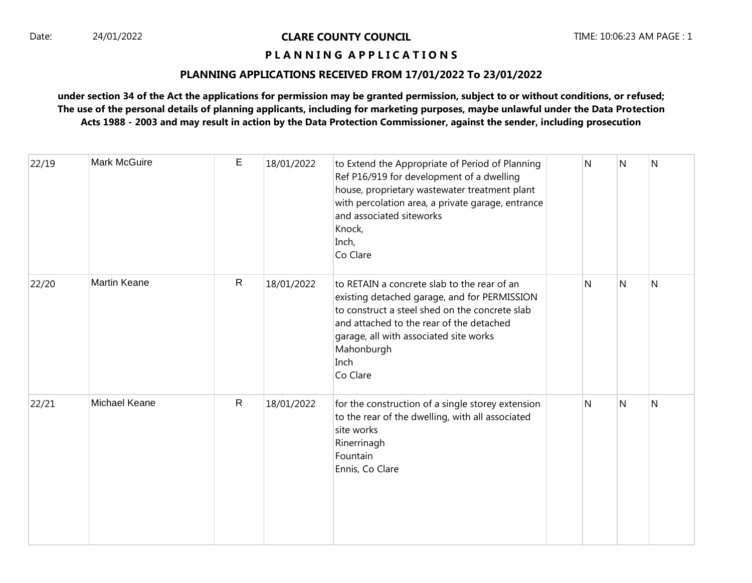Date: 24/01/2022

**CLARE COUNTY COUNCIL**

**P L A N N I N G  A P P L I C A T I O N S**

**PLANNING APPLICATIONS RECEIVED FROM 17/01/2022 To 23/01/2022**

**under section 34 of the Act the applications for permission may be granted permission, subject to or without conditions, or refused; The use of the personal details of planning applicants, including for marketing purposes, maybe unlawful under the Data Protection Acts 1988 - 2003 and may result in action by the Data Protection Commissioner, against the sender, including prosecution**

| | | | | | | | | |
|---|---|---|---|---|---|---|---|---|
| 22/19 | Mark McGuire | E | 18/01/2022 | to Extend the Appropriate of Period of Planning Ref P16/919 for development of a dwelling house, proprietary wastewater treatment plant with percolation area, a private garage, entrance and associated siteworks<br>Knock,<br>Inch,<br>Co Clare | | N | N | N |
| 22/20 | Martin Keane | R | 18/01/2022 | to RETAIN a concrete slab to the rear of an existing detached garage, and for PERMISSION to construct a steel shed on the concrete slab and attached to the rear of the detached garage, all with associated site works<br>Mahonburgh<br>Inch<br>Co Clare | | N | N | N |
| 22/21 | Michael Keane | R | 18/01/2022 | for the construction of a single storey extension to the rear of the dwelling, with all associated site works<br>Rinerrinagh<br>Fountain<br>Ennis, Co Clare | | N | N | N |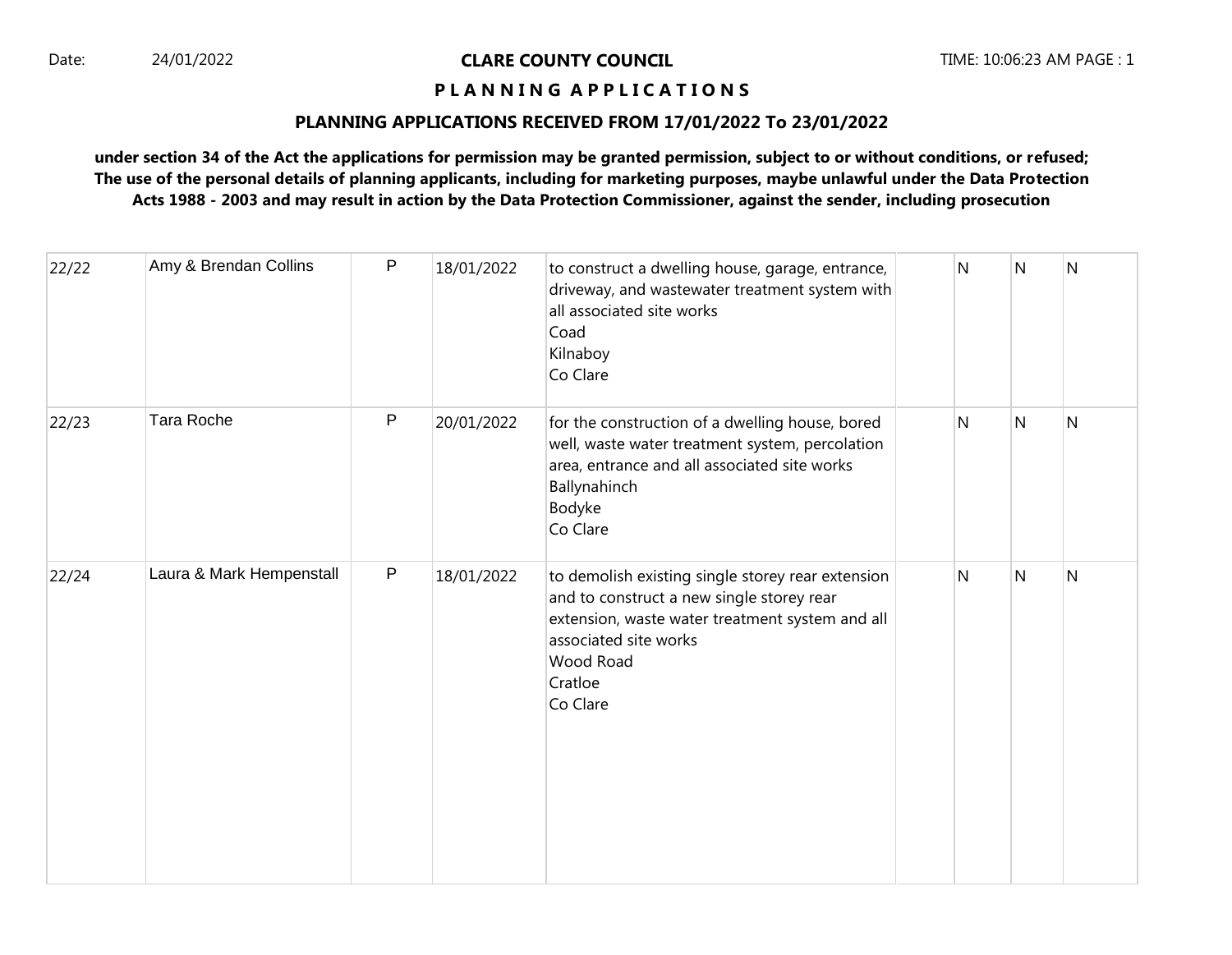Date: 24/01/2022

**CLARE COUNTY COUNCIL**

**P L A N N I N G  A P P L I C A T I O N S**

**PLANNING APPLICATIONS RECEIVED FROM 17/01/2022 To 23/01/2022**

**under section 34 of the Act the applications for permission may be granted permission, subject to or without conditions, or refused; The use of the personal details of planning applicants, including for marketing purposes, maybe unlawful under the Data Protection Acts 1988 - 2003 and may result in action by the Data Protection Commissioner, against the sender, including prosecution**

| | | | | | | | | |
|---|---|---|---|---|---|---|---|---|
| 22/22 | Amy & Brendan Collins | P | 18/01/2022 | to construct a dwelling house, garage, entrance, driveway, and wastewater treatment system with all associated site works<br>Coad<br>Kilnaboy<br>Co Clare | | N | N | N |
| 22/23 | Tara Roche | P | 20/01/2022 | for the construction of a dwelling house, bored well, waste water treatment system, percolation area, entrance and all associated site works<br>Ballynahinch<br>Bodyke<br>Co Clare | | N | N | N |
| 22/24 | Laura & Mark Hempenstall | P | 18/01/2022 | to demolish existing single storey rear extension and to construct a new single storey rear extension, waste water treatment system and all associated site works<br>Wood Road<br>Cratloe<br>Co Clare | | N | N | N |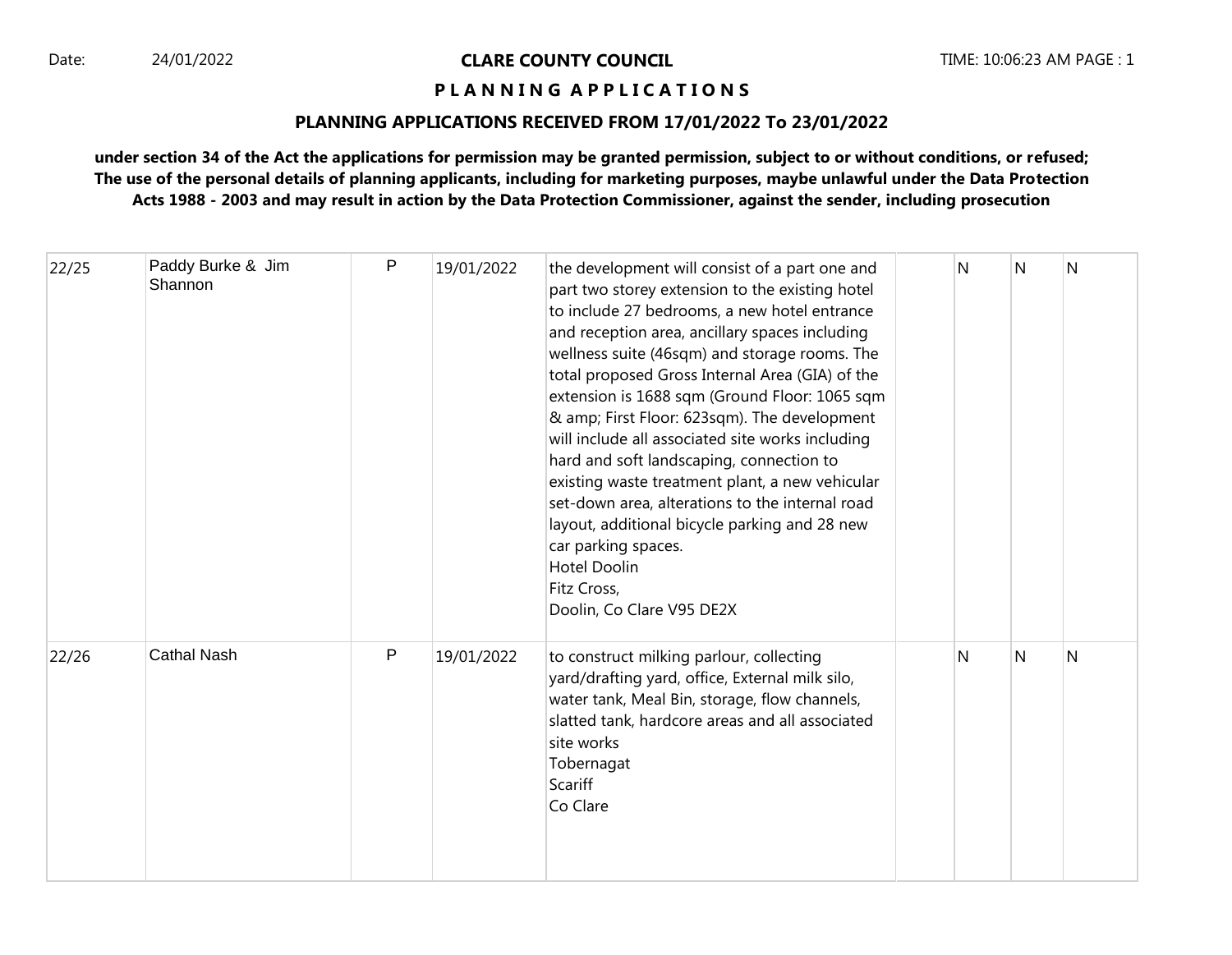**CLARE COUNTY COUNCIL**

**P L A N N I N G A P P L I C A T I O N S**

**PLANNING APPLICATIONS RECEIVED FROM 17/01/2022 To 23/01/2022**

**under section 34 of the Act the applications for permission may be granted permission, subject to or without conditions, or refused; The use of the personal details of planning applicants, including for marketing purposes, maybe unlawful under the Data Protection Acts 1988 - 2003 and may result in action by the Data Protection Commissioner, against the sender, including prosecution**

| | | | | | | | | |
|---|---|---|---|---|---|---|---|---|
| 22/25 | Paddy Burke & Jim Shannon | P | 19/01/2022 | the development will consist of a part one and part two storey extension to the existing hotel to include 27 bedrooms, a new hotel entrance and reception area, ancillary spaces including wellness suite (46sqm) and storage rooms. The total proposed Gross Internal Area (GIA) of the extension is 1688 sqm (Ground Floor: 1065 sqm & amp; First Floor: 623sqm). The development will include all associated site works including hard and soft landscaping, connection to existing waste treatment plant, a new vehicular set-down area, alterations to the internal road layout, additional bicycle parking and 28 new car parking spaces.<br>Hotel Doolin<br>Fitz Cross,<br>Doolin, Co Clare V95 DE2X | | N | N | N |
| 22/26 | Cathal Nash | P | 19/01/2022 | to construct milking parlour, collecting yard/drafting yard, office, External milk silo, water tank, Meal Bin, storage, flow channels, slatted tank, hardcore areas and all associated site works<br>Tobernagat<br>Scariff<br>Co Clare | | N | N | N |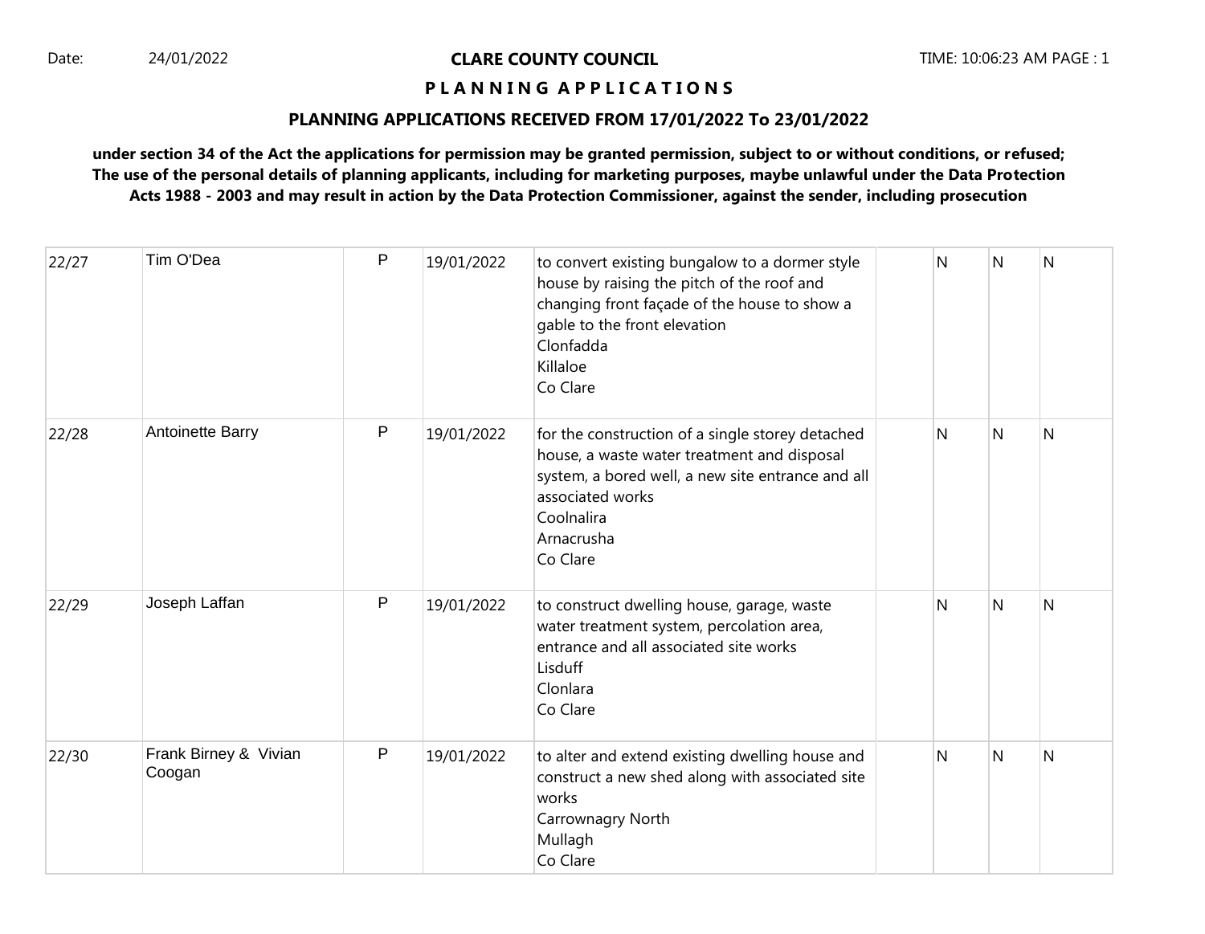Date: 24/01/2022

**CLARE COUNTY COUNCIL**

**P L A N N I N G A P P L I C A T I O N S**

**PLANNING APPLICATIONS RECEIVED FROM 17/01/2022 To 23/01/2022**

**under section 34 of the Act the applications for permission may be granted permission, subject to or without conditions, or refused; The use of the personal details of planning applicants, including for marketing purposes, maybe unlawful under the Data Protection Acts 1988 - 2003 and may result in action by the Data Protection Commissioner, against the sender, including prosecution**

| | | | | | | | | |
|---|---|---|---|---|---|---|---|---|
| 22/27 | Tim O'Dea | P | 19/01/2022 | to convert existing bungalow to a dormer style house by raising the pitch of the roof and changing front façade of the house to show a gable to the front elevation<br>Clonfadda<br>Killaloe<br>Co Clare | | N | N | N |
| 22/28 | Antoinette Barry | P | 19/01/2022 | for the construction of a single storey detached house, a waste water treatment and disposal system, a bored well, a new site entrance and all associated works<br>Coolnalira<br>Arnacrusha<br>Co Clare | | N | N | N |
| 22/29 | Joseph Laffan | P | 19/01/2022 | to construct dwelling house, garage, waste water treatment system, percolation area, entrance and all associated site works<br>Lisduff<br>Clonlara<br>Co Clare | | N | N | N |
| 22/30 | Frank Birney & Vivian Coogan | P | 19/01/2022 | to alter and extend existing dwelling house and construct a new shed along with associated site works<br>Carrownagry North<br>Mullagh<br>Co Clare | | N | N | N |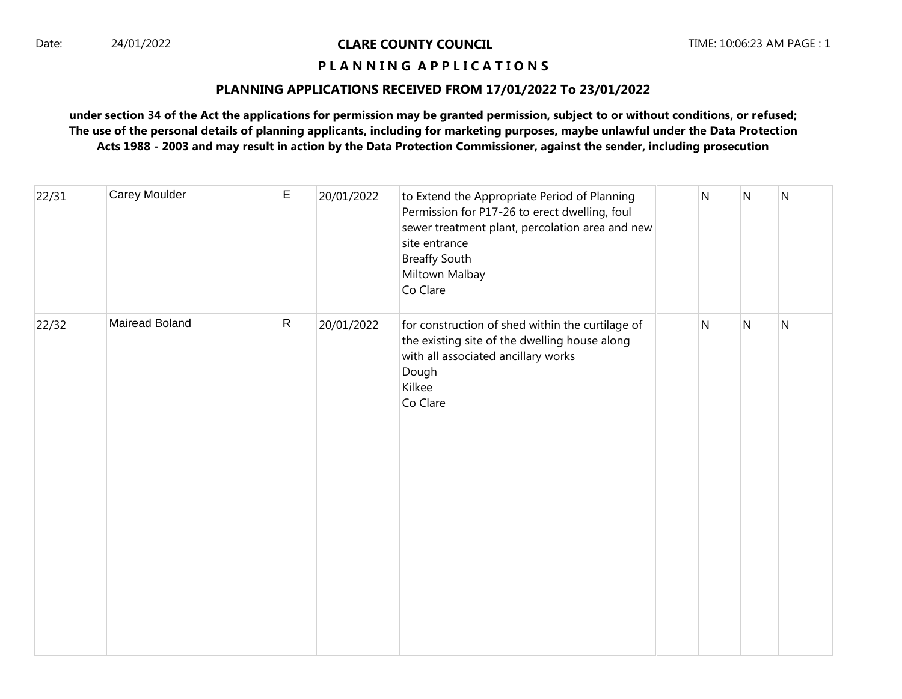Date: 24/01/2022

**CLARE COUNTY COUNCIL**

**P L A N N I N G  A P P L I C A T I O N S**

**PLANNING APPLICATIONS RECEIVED FROM 17/01/2022 To 23/01/2022**

**under section 34 of the Act the applications for permission may be granted permission, subject to or without conditions, or refused; The use of the personal details of planning applicants, including for marketing purposes, maybe unlawful under the Data Protection Acts 1988 - 2003 and may result in action by the Data Protection Commissioner, against the sender, including prosecution**

| | | | | | | | | |
|---|---|---|---|---|---|---|---|---|
| 22/31 | Carey Moulder | E | 20/01/2022 | to Extend the Appropriate Period of Planning Permission for P17-26 to erect dwelling, foul sewer treatment plant, percolation area and new site entrance<br>Breaffy South<br>Miltown Malbay<br>Co Clare | | N | N | N |
| 22/32 | Mairead Boland | R | 20/01/2022 | for construction of shed within the curtilage of the existing site of the dwelling house along with all associated ancillary works<br>Dough<br>Kilkee<br>Co Clare | | N | N | N |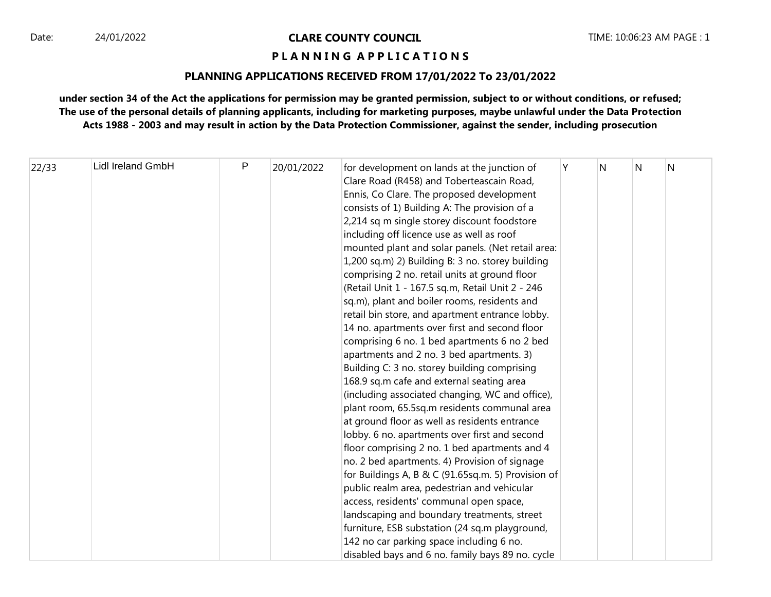**CLARE COUNTY COUNCIL**

**P L A N N I N G A P P L I C A T I O N S**

**PLANNING APPLICATIONS RECEIVED FROM 17/01/2022 To 23/01/2022**

**under section 34 of the Act the applications for permission may be granted permission, subject to or without conditions, or refused; The use of the personal details of planning applicants, including for marketing purposes, maybe unlawful under the Data Protection Acts 1988 - 2003 and may result in action by the Data Protection Commissioner, against the sender, including prosecution**

| | | | | | | | | |
|---|---|---|---|---|---|---|---|---|
| 22/33 | Lidl Ireland GmbH | P | 20/01/2022 | for development on lands at the junction of Clare Road (R458) and Tobertеascain Road, Ennis, Co Clare. The proposed development consists of 1) Building A: The provision of a 2,214 sq m single storey discount foodstore including off licence use as well as roof mounted plant and solar panels. (Net retail area: 1,200 sq.m) 2) Building B: 3 no. storey building comprising 2 no. retail units at ground floor (Retail Unit 1 - 167.5 sq.m, Retail Unit 2 - 246 sq.m), plant and boiler rooms, residents and retail bin store, and apartment entrance lobby. 14 no. apartments over first and second floor comprising 6 no. 1 bed apartments 6 no 2 bed apartments and 2 no. 3 bed apartments. 3) Building C: 3 no. storey building comprising 168.9 sq.m cafe and external seating area (including associated changing, WC and office), plant room, 65.5sq.m residents communal area at ground floor as well as residents entrance lobby. 6 no. apartments over first and second floor comprising 2 no. 1 bed apartments and 4 no. 2 bed apartments. 4) Provision of signage for Buildings A, B & C (91.65sq.m. 5) Provision of public realm area, pedestrian and vehicular access, residents' communal open space, landscaping and boundary treatments, street furniture, ESB substation (24 sq.m playground, 142 no car parking space including 6 no. disabled bays and 6 no. family bays 89 no. cycle | Y | N | N | N |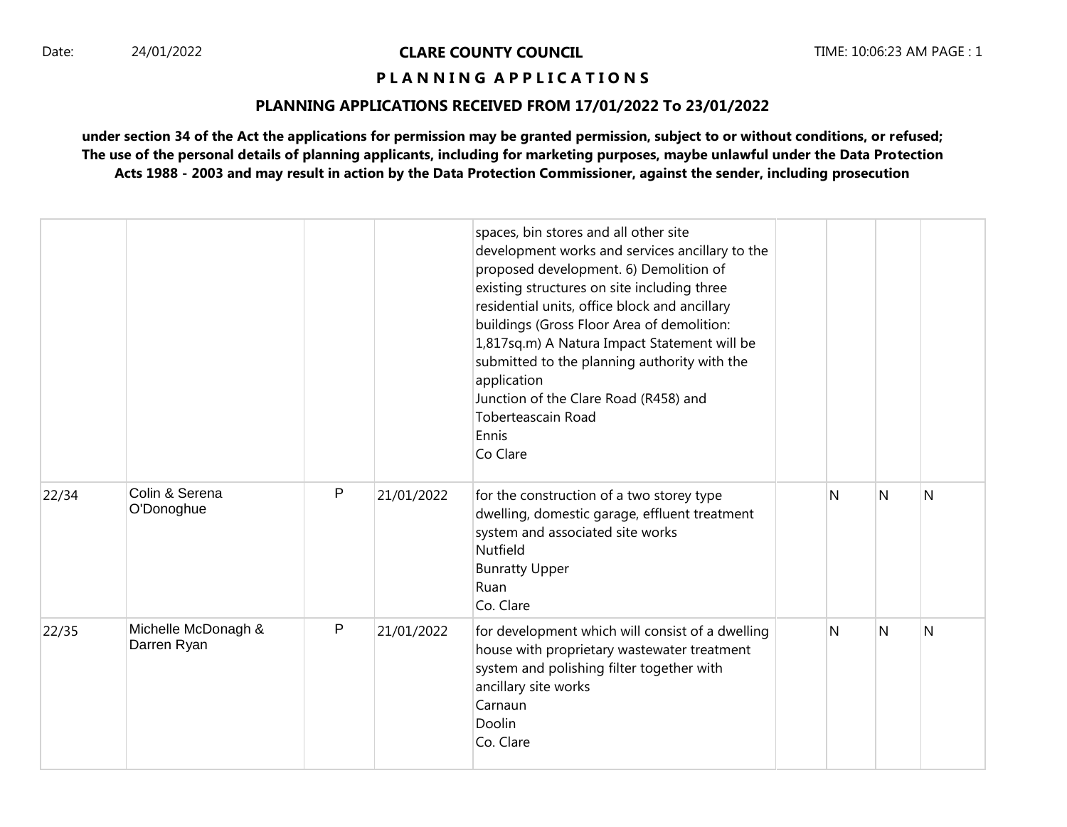**CLARE COUNTY COUNCIL**

**P L A N N I N G A P P L I C A T I O N S**

**PLANNING APPLICATIONS RECEIVED FROM 17/01/2022 To 23/01/2022**

**under section 34 of the Act the applications for permission may be granted permission, subject to or without conditions, or refused; The use of the personal details of planning applicants, including for marketing purposes, maybe unlawful under the Data Protection Acts 1988 - 2003 and may result in action by the Data Protection Commissioner, against the sender, including prosecution**

| | | | | | | | | |
|---|---|---|---|---|---|---|---|---|
| | | | | spaces, bin stores and all other site development works and services ancillary to the proposed development. 6) Demolition of existing structures on site including three residential units, office block and ancillary buildings (Gross Floor Area of demolition: 1,817sq.m) A Natura Impact Statement will be submitted to the planning authority with the application<br>Junction of the Clare Road (R458) and Toberteascain Road<br>Ennis<br>Co Clare | | | | |
| 22/34 | Colin & Serena O'Donoghue | P | 21/01/2022 | for the construction of a two storey type dwelling, domestic garage, effluent treatment system and associated site works<br>Nutfield<br>Bunratty Upper<br>Ruan<br>Co. Clare | | N | N | N |
| 22/35 | Michelle McDonagh & Darren Ryan | P | 21/01/2022 | for development which will consist of a dwelling house with proprietary wastewater treatment system and polishing filter together with ancillary site works<br>Carnaun<br>Doolin<br>Co. Clare | | N | N | N |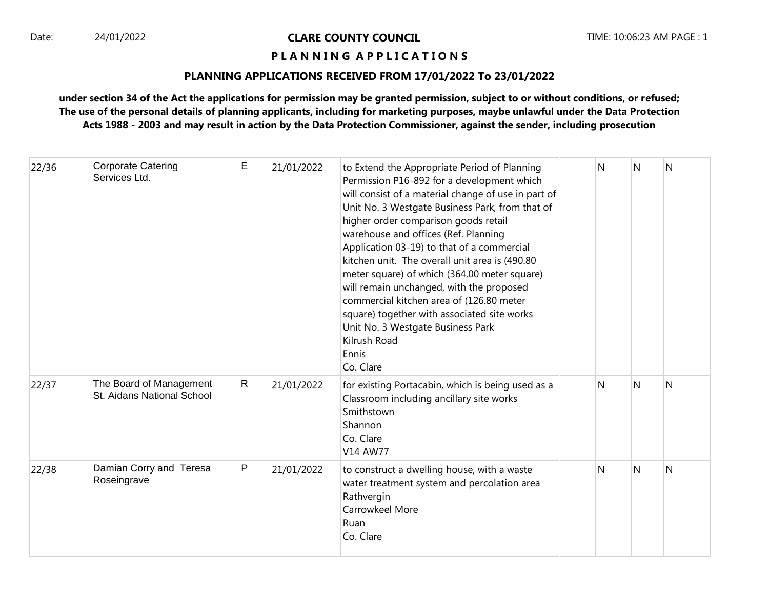**CLARE COUNTY COUNCIL**

**PLANNING APPLICATIONS**

**PLANNING APPLICATIONS RECEIVED FROM 17/01/2022 To 23/01/2022**

**under section 34 of the Act the applications for permission may be granted permission, subject to or without conditions, or refused; The use of the personal details of planning applicants, including for marketing purposes, maybe unlawful under the Data Protection Acts 1988 - 2003 and may result in action by the Data Protection Commissioner, against the sender, including prosecution**

| | | | | | | | | |
|---|---|---|---|---|---|---|---|---|
| 22/36 | Corporate Catering Services Ltd. | E | 21/01/2022 | to Extend the Appropriate Period of Planning Permission P16-892 for a development which will consist of a material change of use in part of Unit No. 3 Westgate Business Park, from that of higher order comparison goods retail warehouse and offices (Ref. Planning Application 03-19) to that of a commercial kitchen unit. The overall unit area is (490.80 meter square) of which (364.00 meter square) will remain unchanged, with the proposed commercial kitchen area of (126.80 meter square) together with associated site works<br>Unit No. 3 Westgate Business Park<br>Kilrush Road<br>Ennis<br>Co. Clare | | N | N | N |
| 22/37 | The Board of Management St. Aidans National School | R | 21/01/2022 | for existing Portacabin, which is being used as a Classroom including ancillary site works<br>Smithstown<br>Shannon<br>Co. Clare<br>V14 AW77 | | N | N | N |
| 22/38 | Damian Corry and Teresa Roseingrave | P | 21/01/2022 | to construct a dwelling house, with a waste water treatment system and percolation area<br>Rathvergin<br>Carrowkeel More<br>Ruan<br>Co. Clare | | N | N | N |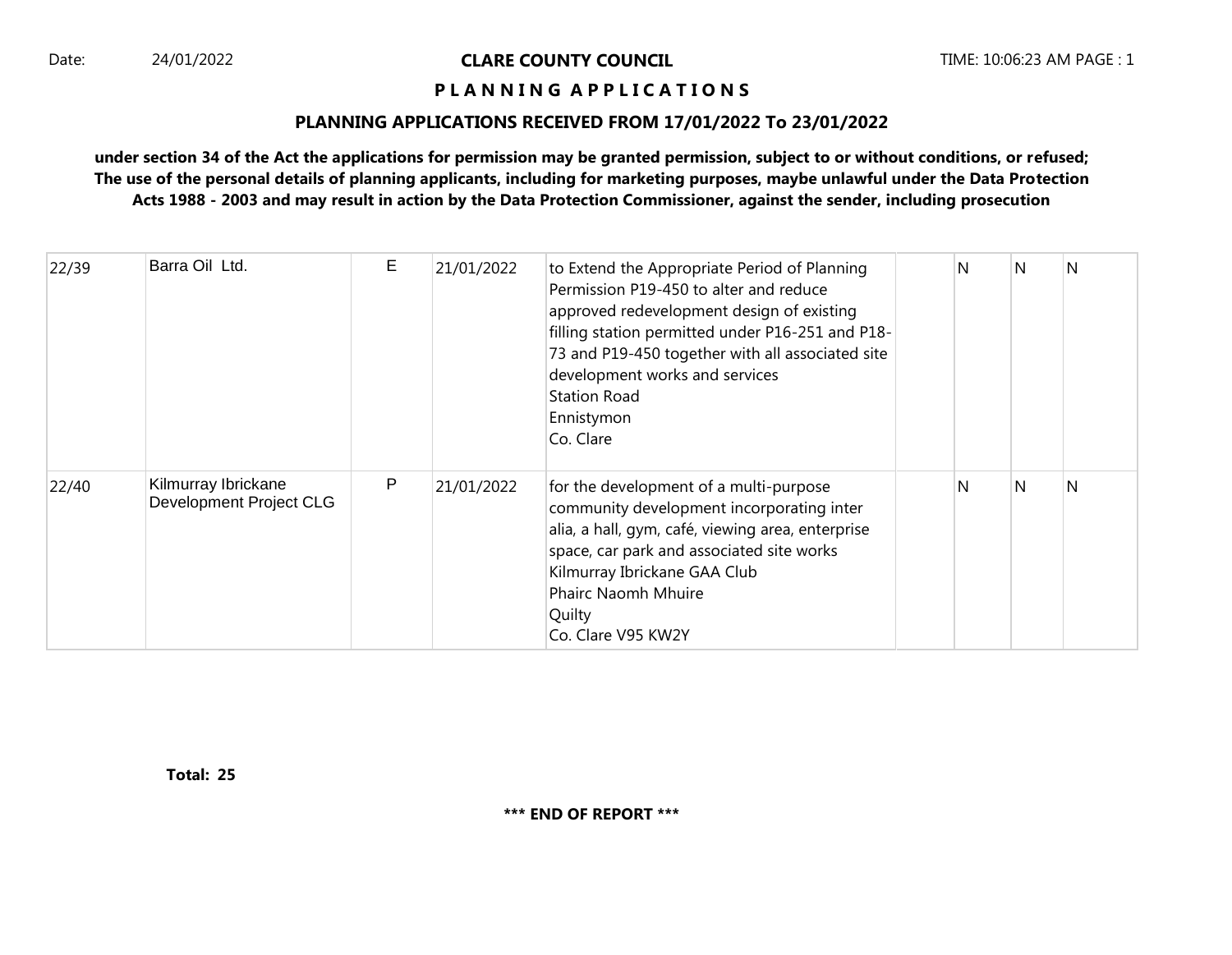Date: 24/01/2022

**CLARE COUNTY COUNCIL**

**P L A N N I N G   A P P L I C A T I O N S**

**PLANNING APPLICATIONS RECEIVED FROM 17/01/2022 To 23/01/2022**

**under section 34 of the Act the applications for permission may be granted permission, subject to or without conditions, or refused; The use of the personal details of planning applicants, including for marketing purposes, maybe unlawful under the Data Protection Acts 1988 - 2003 and may result in action by the Data Protection Commissioner, against the sender, including prosecution**

| | | | | | | | | |
|---|---|---|---|---|---|---|---|---|
| 22/39 | Barra Oil Ltd. | E | 21/01/2022 | to Extend the Appropriate Period of Planning Permission P19-450 to alter and reduce approved redevelopment design of existing filling station permitted under P16-251 and P18-73 and P19-450 together with all associated site development works and services<br>Station Road<br>Ennistymon<br>Co. Clare | | N | N | N |
| 22/40 | Kilmurray Ibrickane Development Project CLG | P | 21/01/2022 | for the development of a multi-purpose community development incorporating inter alia, a hall, gym, café, viewing area, enterprise space, car park and associated site works<br>Kilmurray Ibrickane GAA Club<br>Phairc Naomh Mhuire<br>Quilty<br>Co. Clare V95 KW2Y | | N | N | N |

**Total: 25**

**\*\*\* END OF REPORT \*\*\***